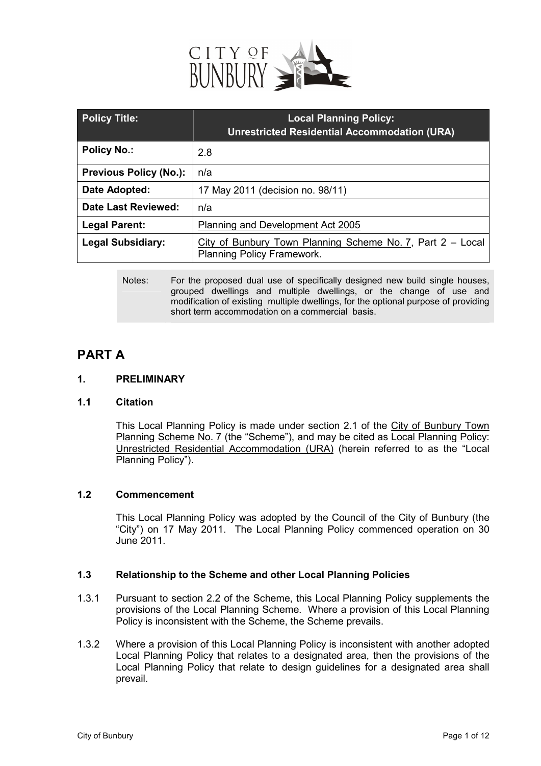| Policy Title: | Local Planning Policy: Unrestricted Residential Accommodation (URA) |
|---|---|
| Policy No.: | 2.8 |
| Previous Policy (No.): | n/a |
| Date Adopted: | 17 May 2011 (decision no. 98/11) |
| Date Last Reviewed: | n/a |
| Legal Parent: | Planning and Development Act 2005 |
| Legal Subsidiary: | City of Bunbury Town Planning Scheme No. 7, Part 2 – Local Planning Policy Framework. |

Notes: For the proposed dual use of specifically designed new build single houses, grouped dwellings and multiple dwellings, or the change of use and modification of existing multiple dwellings, for the optional purpose of providing short term accommodation on a commercial basis.

# PART A

## 1. PRELIMINARY

### 1.1 Citation

This Local Planning Policy is made under section 2.1 of the City of Bunbury Town Planning Scheme No. 7 (the "Scheme"), and may be cited as Local Planning Policy: Unrestricted Residential Accommodation (URA) (herein referred to as the "Local Planning Policy").

### 1.2 Commencement

This Local Planning Policy was adopted by the Council of the City of Bunbury (the "City") on 17 May 2011. The Local Planning Policy commenced operation on 30 June 2011.

### 1.3 Relationship to the Scheme and other Local Planning Policies

1.3.1 Pursuant to section 2.2 of the Scheme, this Local Planning Policy supplements the provisions of the Local Planning Scheme. Where a provision of this Local Planning Policy is inconsistent with the Scheme, the Scheme prevails.

1.3.2 Where a provision of this Local Planning Policy is inconsistent with another adopted Local Planning Policy that relates to a designated area, then the provisions of the Local Planning Policy that relate to design guidelines for a designated area shall prevail.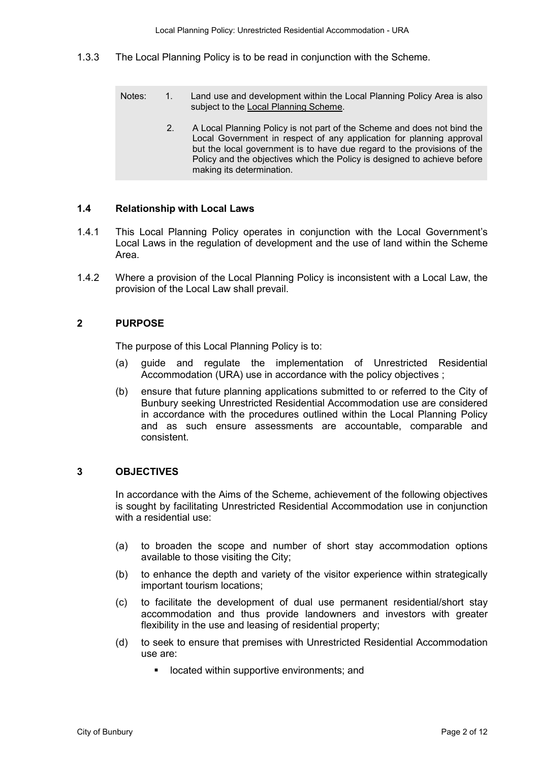1.3.3 The Local Planning Policy is to be read in conjunction with the Scheme.

> Notes:
> 1. Land use and development within the Local Planning Policy Area is also subject to the Local Planning Scheme.
> 2. A Local Planning Policy is not part of the Scheme and does not bind the Local Government in respect of any application for planning approval but the local government is to have due regard to the provisions of the Policy and the objectives which the Policy is designed to achieve before making its determination.

### 1.4 Relationship with Local Laws

1.4.1 This Local Planning Policy operates in conjunction with the Local Government's Local Laws in the regulation of development and the use of land within the Scheme Area.

1.4.2 Where a provision of the Local Planning Policy is inconsistent with a Local Law, the provision of the Local Law shall prevail.

## 2 PURPOSE

The purpose of this Local Planning Policy is to:

(a) guide and regulate the implementation of Unrestricted Residential Accommodation (URA) use in accordance with the policy objectives ;

(b) ensure that future planning applications submitted to or referred to the City of Bunbury seeking Unrestricted Residential Accommodation use are considered in accordance with the procedures outlined within the Local Planning Policy and as such ensure assessments are accountable, comparable and consistent.

## 3 OBJECTIVES

In accordance with the Aims of the Scheme, achievement of the following objectives is sought by facilitating Unrestricted Residential Accommodation use in conjunction with a residential use:

(a) to broaden the scope and number of short stay accommodation options available to those visiting the City;

(b) to enhance the depth and variety of the visitor experience within strategically important tourism locations;

(c) to facilitate the development of dual use permanent residential/short stay accommodation and thus provide landowners and investors with greater flexibility in the use and leasing of residential property;

(d) to seek to ensure that premises with Unrestricted Residential Accommodation use are:

- located within supportive environments; and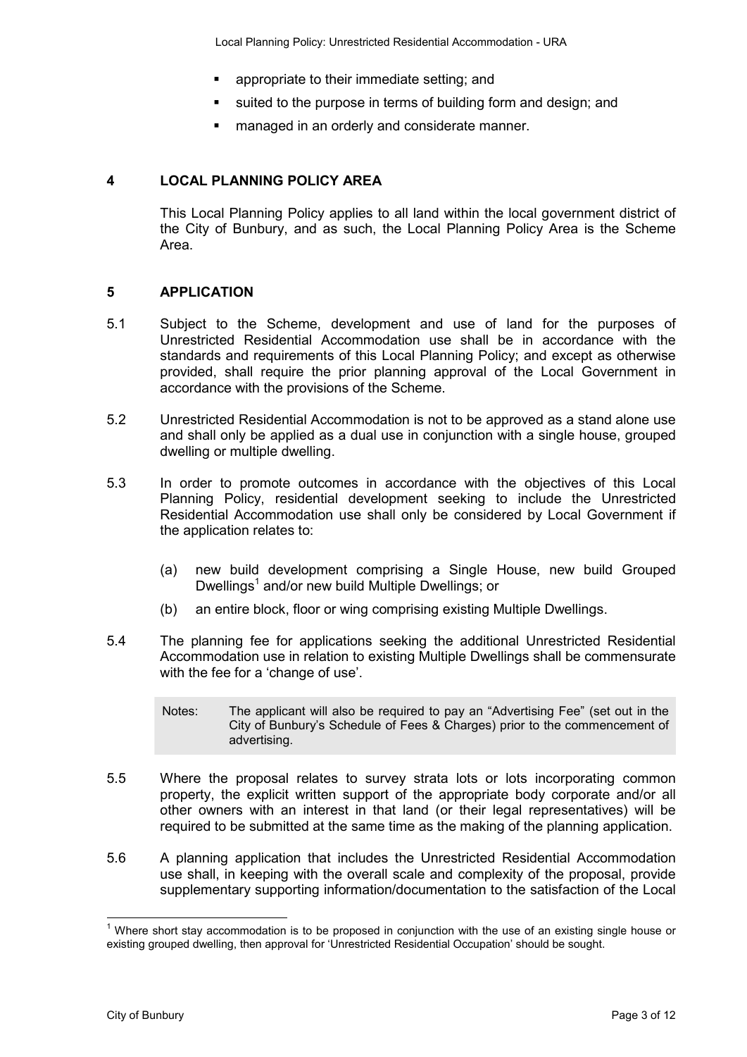- appropriate to their immediate setting; and
- suited to the purpose in terms of building form and design; and
- managed in an orderly and considerate manner.

## 4 LOCAL PLANNING POLICY AREA

This Local Planning Policy applies to all land within the local government district of the City of Bunbury, and as such, the Local Planning Policy Area is the Scheme Area.

## 5 APPLICATION

5.1 Subject to the Scheme, development and use of land for the purposes of Unrestricted Residential Accommodation use shall be in accordance with the standards and requirements of this Local Planning Policy; and except as otherwise provided, shall require the prior planning approval of the Local Government in accordance with the provisions of the Scheme.

5.2 Unrestricted Residential Accommodation is not to be approved as a stand alone use and shall only be applied as a dual use in conjunction with a single house, grouped dwelling or multiple dwelling.

5.3 In order to promote outcomes in accordance with the objectives of this Local Planning Policy, residential development seeking to include the Unrestricted Residential Accommodation use shall only be considered by Local Government if the application relates to:

(a) new build development comprising a Single House, new build Grouped Dwellings[1] and/or new build Multiple Dwellings; or

(b) an entire block, floor or wing comprising existing Multiple Dwellings.

5.4 The planning fee for applications seeking the additional Unrestricted Residential Accommodation use in relation to existing Multiple Dwellings shall be commensurate with the fee for a 'change of use'.

> Notes: The applicant will also be required to pay an "Advertising Fee" (set out in the City of Bunbury's Schedule of Fees & Charges) prior to the commencement of advertising.

5.5 Where the proposal relates to survey strata lots or lots incorporating common property, the explicit written support of the appropriate body corporate and/or all other owners with an interest in that land (or their legal representatives) will be required to be submitted at the same time as the making of the planning application.

5.6 A planning application that includes the Unrestricted Residential Accommodation use shall, in keeping with the overall scale and complexity of the proposal, provide supplementary supporting information/documentation to the satisfaction of the Local

---

[1] Where short stay accommodation is to be proposed in conjunction with the use of an existing single house or existing grouped dwelling, then approval for 'Unrestricted Residential Occupation' should be sought.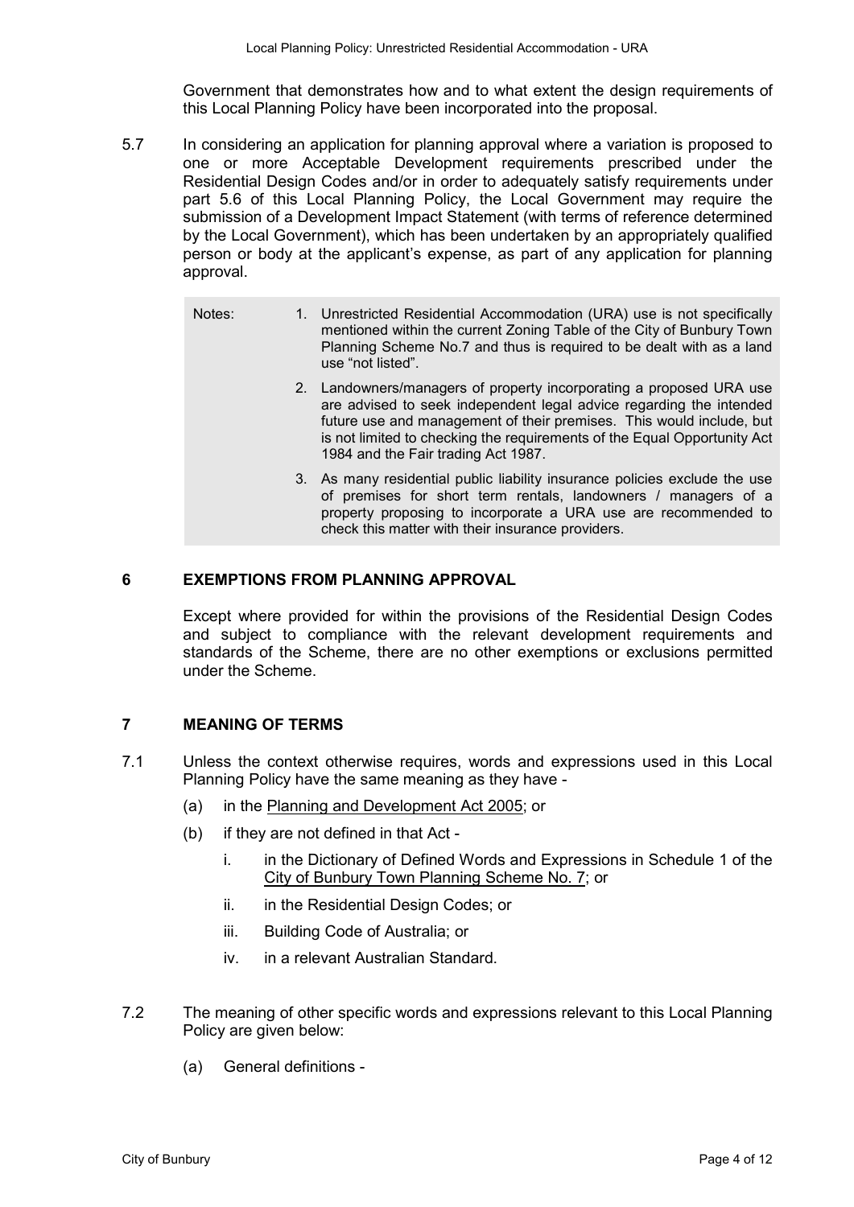Government that demonstrates how and to what extent the design requirements of this Local Planning Policy have been incorporated into the proposal.

5.7 In considering an application for planning approval where a variation is proposed to one or more Acceptable Development requirements prescribed under the Residential Design Codes and/or in order to adequately satisfy requirements under part 5.6 of this Local Planning Policy, the Local Government may require the submission of a Development Impact Statement (with terms of reference determined by the Local Government), which has been undertaken by an appropriately qualified person or body at the applicant's expense, as part of any application for planning approval.

> Notes:
>
> 1. Unrestricted Residential Accommodation (URA) use is not specifically mentioned within the current Zoning Table of the City of Bunbury Town Planning Scheme No.7 and thus is required to be dealt with as a land use "not listed".
> 2. Landowners/managers of property incorporating a proposed URA use are advised to seek independent legal advice regarding the intended future use and management of their premises. This would include, but is not limited to checking the requirements of the Equal Opportunity Act 1984 and the Fair trading Act 1987.
> 3. As many residential public liability insurance policies exclude the use of premises for short term rentals, landowners / managers of a property proposing to incorporate a URA use are recommended to check this matter with their insurance providers.

## 6 EXEMPTIONS FROM PLANNING APPROVAL

Except where provided for within the provisions of the Residential Design Codes and subject to compliance with the relevant development requirements and standards of the Scheme, there are no other exemptions or exclusions permitted under the Scheme.

## 7 MEANING OF TERMS

7.1 Unless the context otherwise requires, words and expressions used in this Local Planning Policy have the same meaning as they have -

- (a) in the Planning and Development Act 2005; or
- (b) if they are not defined in that Act -
  - i. in the Dictionary of Defined Words and Expressions in Schedule 1 of the City of Bunbury Town Planning Scheme No. 7; or
  - ii. in the Residential Design Codes; or
  - iii. Building Code of Australia; or
  - iv. in a relevant Australian Standard.

7.2 The meaning of other specific words and expressions relevant to this Local Planning Policy are given below:

- (a) General definitions -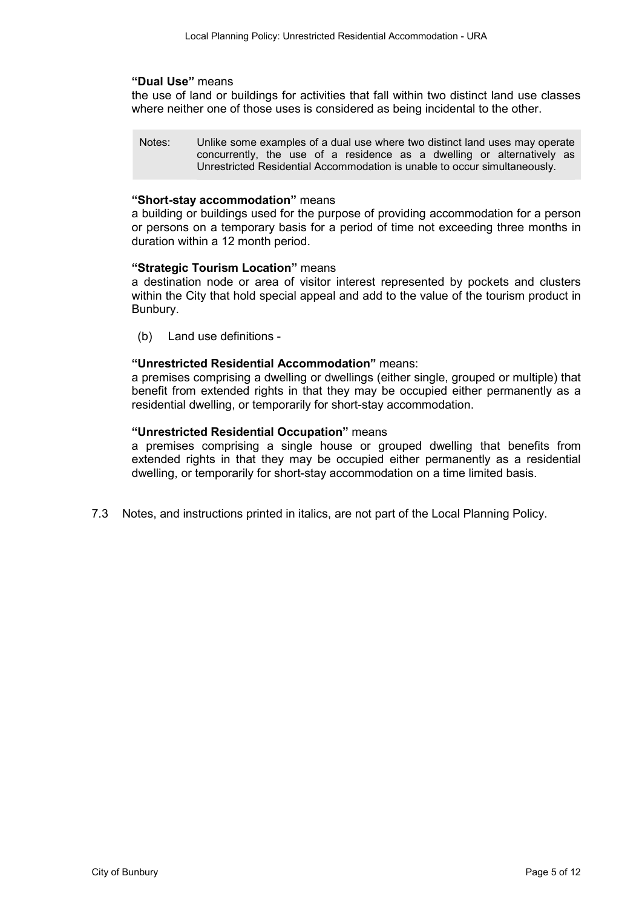**"Dual Use"** means
the use of land or buildings for activities that fall within two distinct land use classes where neither one of those uses is considered as being incidental to the other.

> Notes: Unlike some examples of a dual use where two distinct land uses may operate concurrently, the use of a residence as a dwelling or alternatively as Unrestricted Residential Accommodation is unable to occur simultaneously.

**"Short-stay accommodation"** means
a building or buildings used for the purpose of providing accommodation for a person or persons on a temporary basis for a period of time not exceeding three months in duration within a 12 month period.

**"Strategic Tourism Location"** means
a destination node or area of visitor interest represented by pockets and clusters within the City that hold special appeal and add to the value of the tourism product in Bunbury.

(b) Land use definitions -

**"Unrestricted Residential Accommodation"** means:
a premises comprising a dwelling or dwellings (either single, grouped or multiple) that benefit from extended rights in that they may be occupied either permanently as a residential dwelling, or temporarily for short-stay accommodation.

**"Unrestricted Residential Occupation"** means
a premises comprising a single house or grouped dwelling that benefits from extended rights in that they may be occupied either permanently as a residential dwelling, or temporarily for short-stay accommodation on a time limited basis.

7.3 Notes, and instructions printed in italics, are not part of the Local Planning Policy.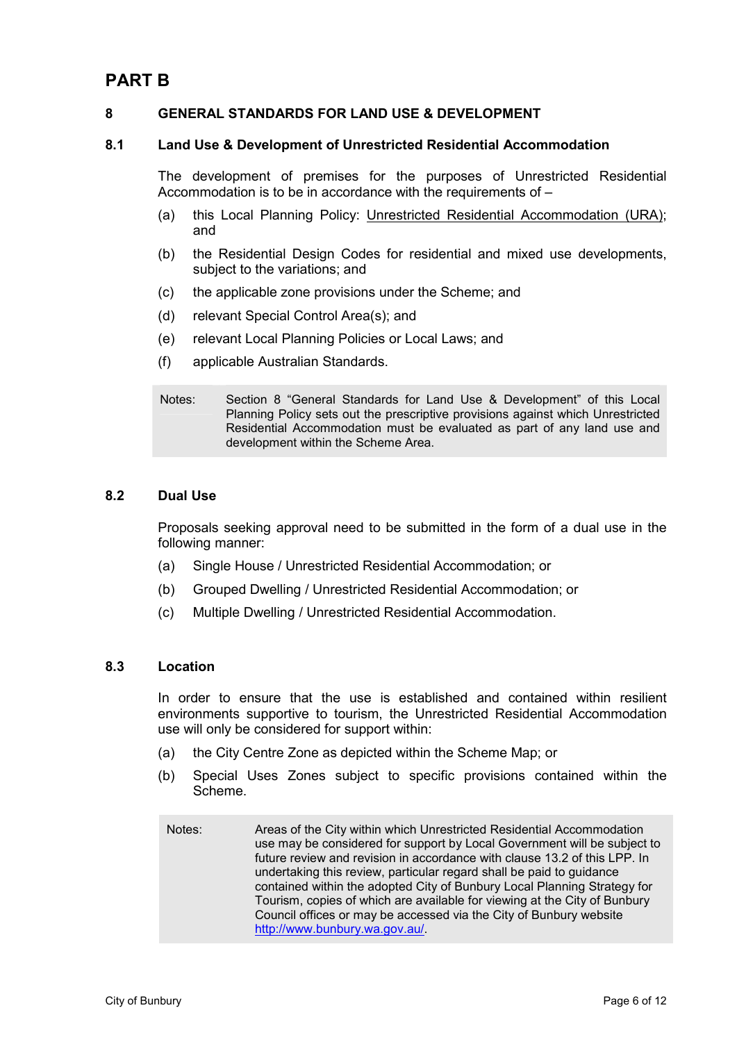# PART B

## 8 GENERAL STANDARDS FOR LAND USE & DEVELOPMENT

### 8.1 Land Use & Development of Unrestricted Residential Accommodation

The development of premises for the purposes of Unrestricted Residential Accommodation is to be in accordance with the requirements of –

(a) this Local Planning Policy: Unrestricted Residential Accommodation (URA); and

(b) the Residential Design Codes for residential and mixed use developments, subject to the variations; and

(c) the applicable zone provisions under the Scheme; and

(d) relevant Special Control Area(s); and

(e) relevant Local Planning Policies or Local Laws; and

(f) applicable Australian Standards.

> Notes: Section 8 "General Standards for Land Use & Development" of this Local Planning Policy sets out the prescriptive provisions against which Unrestricted Residential Accommodation must be evaluated as part of any land use and development within the Scheme Area.

### 8.2 Dual Use

Proposals seeking approval need to be submitted in the form of a dual use in the following manner:

(a) Single House / Unrestricted Residential Accommodation; or

(b) Grouped Dwelling / Unrestricted Residential Accommodation; or

(c) Multiple Dwelling / Unrestricted Residential Accommodation.

### 8.3 Location

In order to ensure that the use is established and contained within resilient environments supportive to tourism, the Unrestricted Residential Accommodation use will only be considered for support within:

(a) the City Centre Zone as depicted within the Scheme Map; or

(b) Special Uses Zones subject to specific provisions contained within the Scheme.

> Notes: Areas of the City within which Unrestricted Residential Accommodation use may be considered for support by Local Government will be subject to future review and revision in accordance with clause 13.2 of this LPP. In undertaking this review, particular regard shall be paid to guidance contained within the adopted City of Bunbury Local Planning Strategy for Tourism, copies of which are available for viewing at the City of Bunbury Council offices or may be accessed via the City of Bunbury website http://www.bunbury.wa.gov.au/.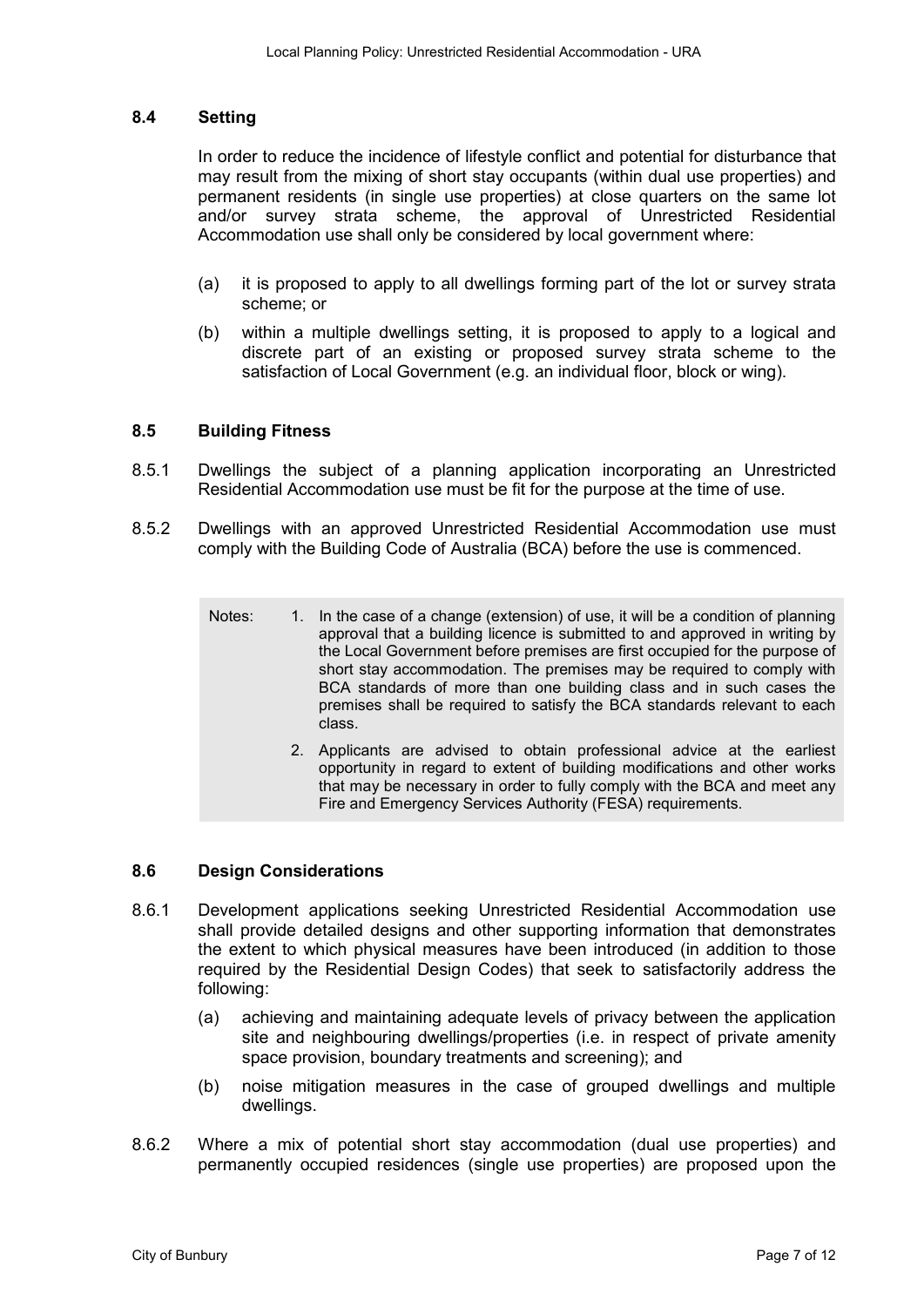### 8.4 Setting

In order to reduce the incidence of lifestyle conflict and potential for disturbance that may result from the mixing of short stay occupants (within dual use properties) and permanent residents (in single use properties) at close quarters on the same lot and/or survey strata scheme, the approval of Unrestricted Residential Accommodation use shall only be considered by local government where:

(a) it is proposed to apply to all dwellings forming part of the lot or survey strata scheme; or

(b) within a multiple dwellings setting, it is proposed to apply to a logical and discrete part of an existing or proposed survey strata scheme to the satisfaction of Local Government (e.g. an individual floor, block or wing).

### 8.5 Building Fitness

8.5.1 Dwellings the subject of a planning application incorporating an Unrestricted Residential Accommodation use must be fit for the purpose at the time of use.

8.5.2 Dwellings with an approved Unrestricted Residential Accommodation use must comply with the Building Code of Australia (BCA) before the use is commenced.

> Notes:
> 1. In the case of a change (extension) of use, it will be a condition of planning approval that a building licence is submitted to and approved in writing by the Local Government before premises are first occupied for the purpose of short stay accommodation. The premises may be required to comply with BCA standards of more than one building class and in such cases the premises shall be required to satisfy the BCA standards relevant to each class.
> 2. Applicants are advised to obtain professional advice at the earliest opportunity in regard to extent of building modifications and other works that may be necessary in order to fully comply with the BCA and meet any Fire and Emergency Services Authority (FESA) requirements.

### 8.6 Design Considerations

8.6.1 Development applications seeking Unrestricted Residential Accommodation use shall provide detailed designs and other supporting information that demonstrates the extent to which physical measures have been introduced (in addition to those required by the Residential Design Codes) that seek to satisfactorily address the following:

(a) achieving and maintaining adequate levels of privacy between the application site and neighbouring dwellings/properties (i.e. in respect of private amenity space provision, boundary treatments and screening); and

(b) noise mitigation measures in the case of grouped dwellings and multiple dwellings.

8.6.2 Where a mix of potential short stay accommodation (dual use properties) and permanently occupied residences (single use properties) are proposed upon the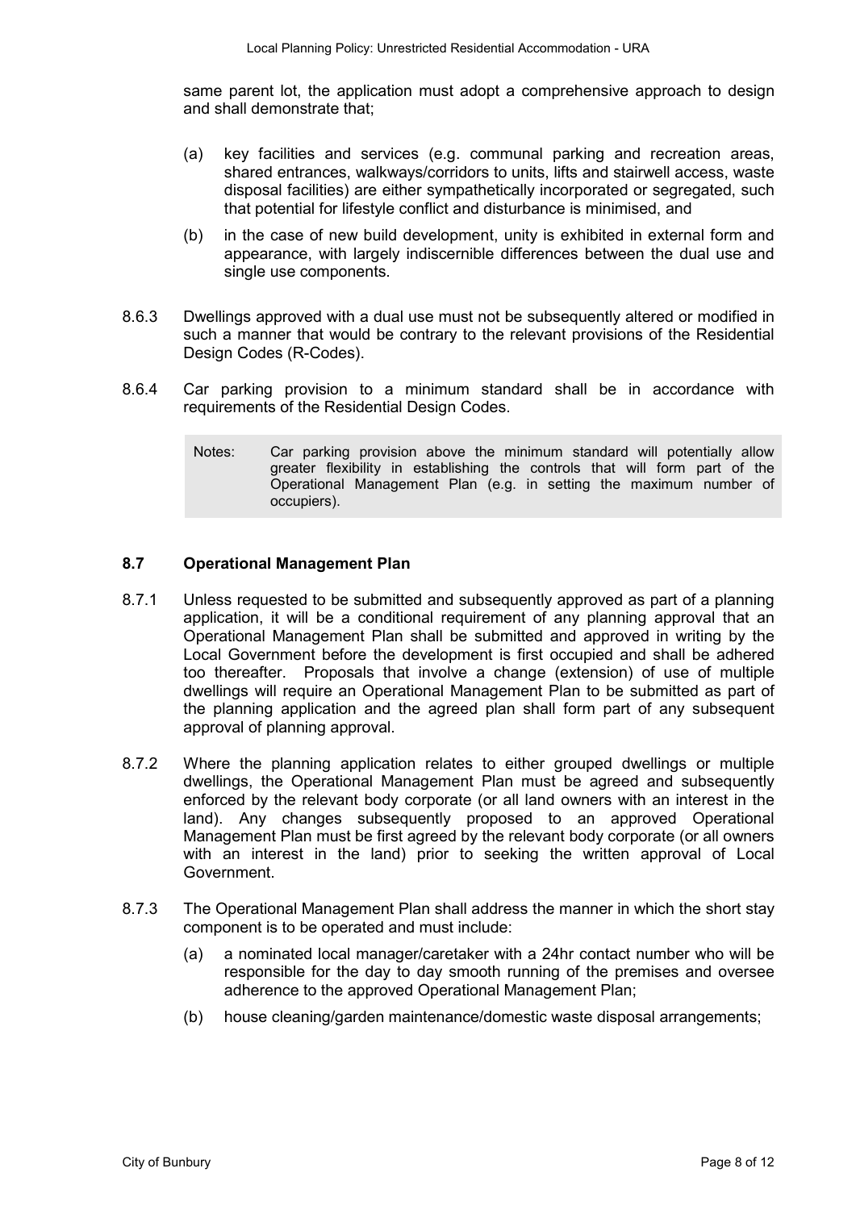same parent lot, the application must adopt a comprehensive approach to design and shall demonstrate that;

(a) key facilities and services (e.g. communal parking and recreation areas, shared entrances, walkways/corridors to units, lifts and stairwell access, waste disposal facilities) are either sympathetically incorporated or segregated, such that potential for lifestyle conflict and disturbance is minimised, and

(b) in the case of new build development, unity is exhibited in external form and appearance, with largely indiscernible differences between the dual use and single use components.

8.6.3 Dwellings approved with a dual use must not be subsequently altered or modified in such a manner that would be contrary to the relevant provisions of the Residential Design Codes (R-Codes).

8.6.4 Car parking provision to a minimum standard shall be in accordance with requirements of the Residential Design Codes.

> Notes: Car parking provision above the minimum standard will potentially allow greater flexibility in establishing the controls that will form part of the Operational Management Plan (e.g. in setting the maximum number of occupiers).

### 8.7 Operational Management Plan

8.7.1 Unless requested to be submitted and subsequently approved as part of a planning application, it will be a conditional requirement of any planning approval that an Operational Management Plan shall be submitted and approved in writing by the Local Government before the development is first occupied and shall be adhered too thereafter. Proposals that involve a change (extension) of use of multiple dwellings will require an Operational Management Plan to be submitted as part of the planning application and the agreed plan shall form part of any subsequent approval of planning approval.

8.7.2 Where the planning application relates to either grouped dwellings or multiple dwellings, the Operational Management Plan must be agreed and subsequently enforced by the relevant body corporate (or all land owners with an interest in the land). Any changes subsequently proposed to an approved Operational Management Plan must be first agreed by the relevant body corporate (or all owners with an interest in the land) prior to seeking the written approval of Local Government.

8.7.3 The Operational Management Plan shall address the manner in which the short stay component is to be operated and must include:

(a) a nominated local manager/caretaker with a 24hr contact number who will be responsible for the day to day smooth running of the premises and oversee adherence to the approved Operational Management Plan;

(b) house cleaning/garden maintenance/domestic waste disposal arrangements;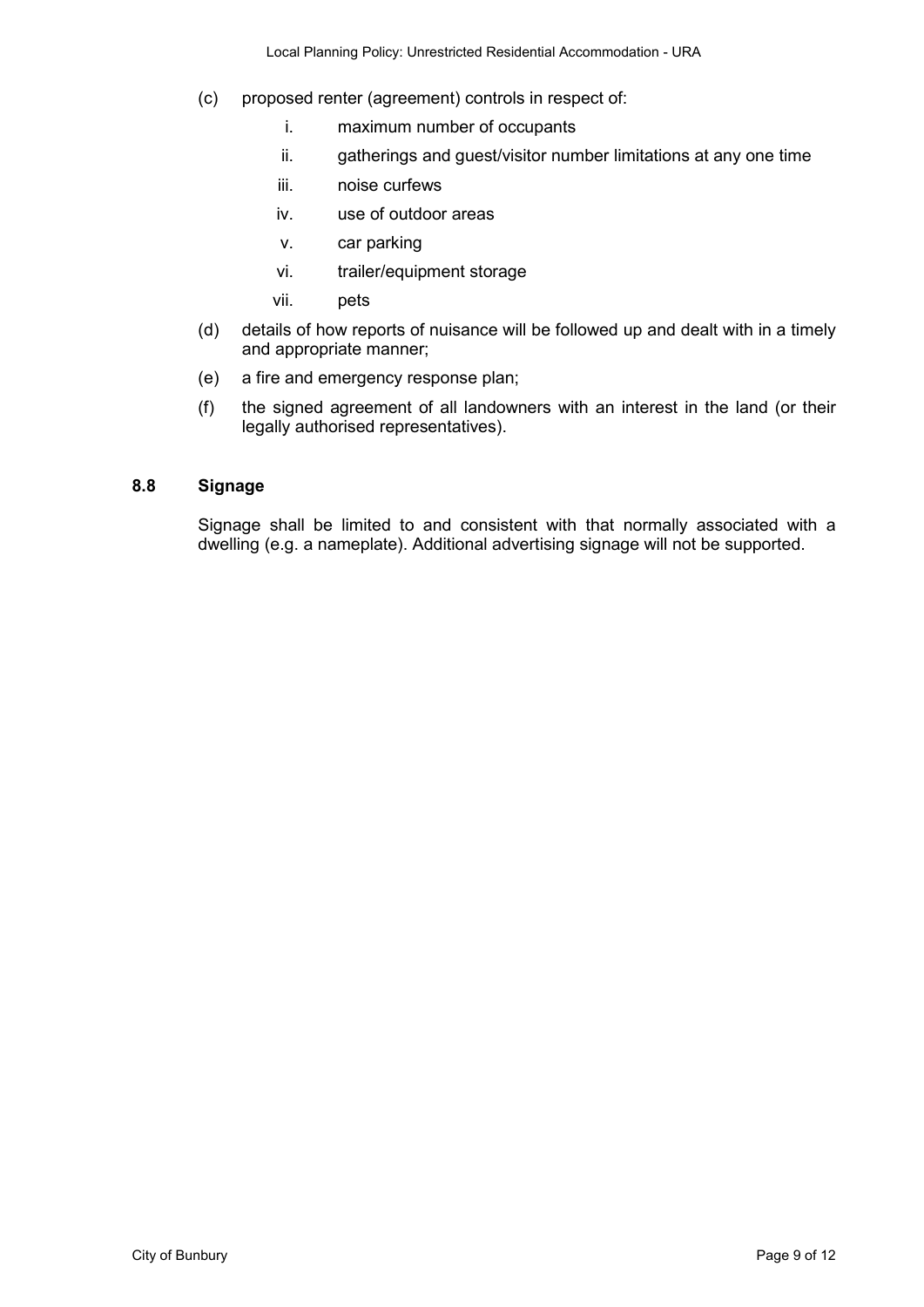(c) proposed renter (agreement) controls in respect of:

   i. maximum number of occupants

   ii. gatherings and guest/visitor number limitations at any one time

   iii. noise curfews

   iv. use of outdoor areas

   v. car parking

   vi. trailer/equipment storage

   vii. pets

(d) details of how reports of nuisance will be followed up and dealt with in a timely and appropriate manner;

(e) a fire and emergency response plan;

(f) the signed agreement of all landowners with an interest in the land (or their legally authorised representatives).

### 8.8 Signage

Signage shall be limited to and consistent with that normally associated with a dwelling (e.g. a nameplate). Additional advertising signage will not be supported.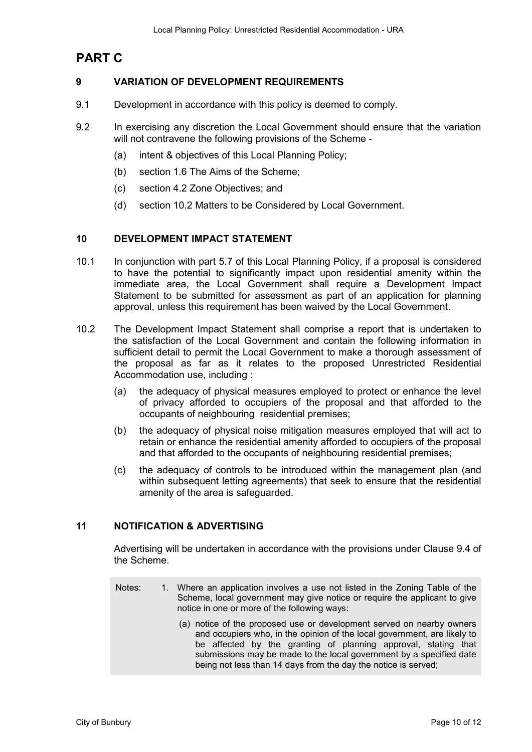# PART C

## 9 VARIATION OF DEVELOPMENT REQUIREMENTS

9.1 Development in accordance with this policy is deemed to comply.

9.2 In exercising any discretion the Local Government should ensure that the variation will not contravene the following provisions of the Scheme -

(a) intent & objectives of this Local Planning Policy;

(b) section 1.6 The Aims of the Scheme;

(c) section 4.2 Zone Objectives; and

(d) section 10.2 Matters to be Considered by Local Government.

## 10 DEVELOPMENT IMPACT STATEMENT

10.1 In conjunction with part 5.7 of this Local Planning Policy, if a proposal is considered to have the potential to significantly impact upon residential amenity within the immediate area, the Local Government shall require a Development Impact Statement to be submitted for assessment as part of an application for planning approval, unless this requirement has been waived by the Local Government.

10.2 The Development Impact Statement shall comprise a report that is undertaken to the satisfaction of the Local Government and contain the following information in sufficient detail to permit the Local Government to make a thorough assessment of the proposal as far as it relates to the proposed Unrestricted Residential Accommodation use, including :

(a) the adequacy of physical measures employed to protect or enhance the level of privacy afforded to occupiers of the proposal and that afforded to the occupants of neighbouring residential premises;

(b) the adequacy of physical noise mitigation measures employed that will act to retain or enhance the residential amenity afforded to occupiers of the proposal and that afforded to the occupants of neighbouring residential premises;

(c) the adequacy of controls to be introduced within the management plan (and within subsequent letting agreements) that seek to ensure that the residential amenity of the area is safeguarded.

## 11 NOTIFICATION & ADVERTISING

Advertising will be undertaken in accordance with the provisions under Clause 9.4 of the Scheme.

Notes:

1. Where an application involves a use not listed in the Zoning Table of the Scheme, local government may give notice or require the applicant to give notice in one or more of the following ways:

   (a) notice of the proposed use or development served on nearby owners and occupiers who, in the opinion of the local government, are likely to be affected by the granting of planning approval, stating that submissions may be made to the local government by a specified date being not less than 14 days from the day the notice is served;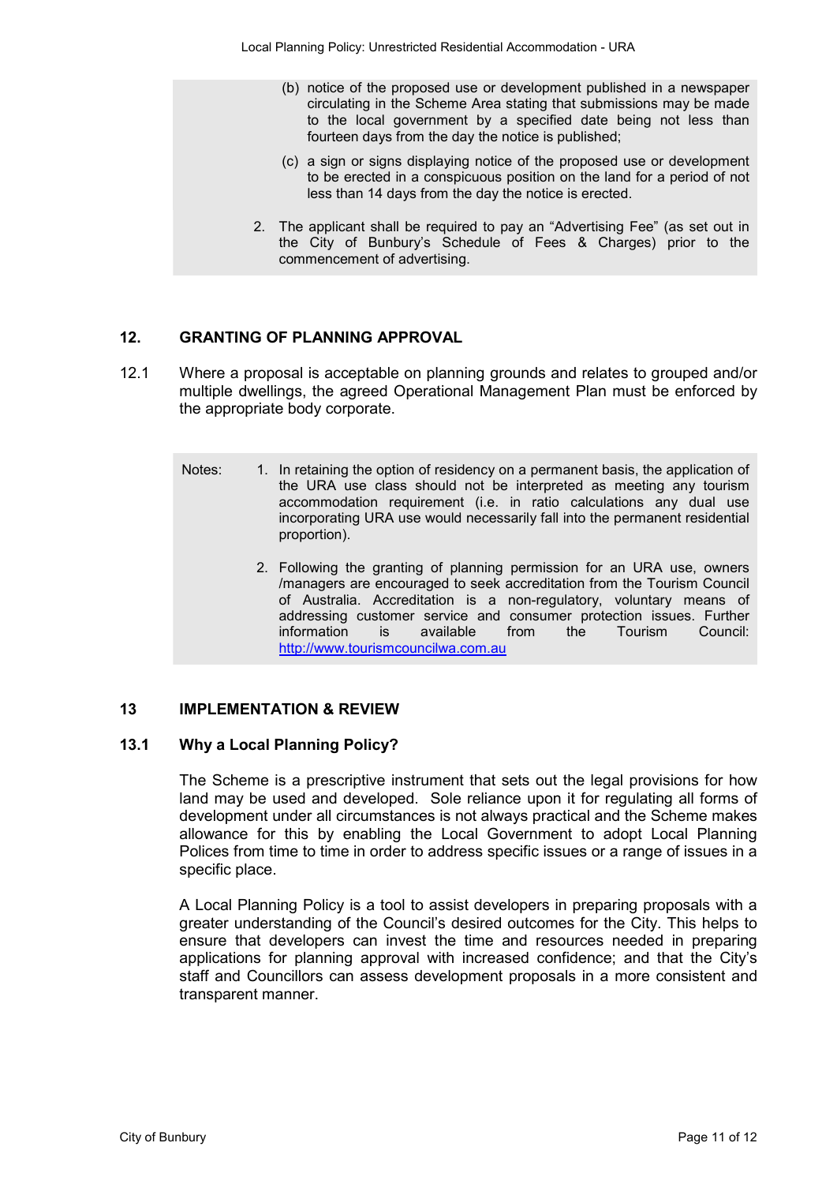(b) notice of the proposed use or development published in a newspaper circulating in the Scheme Area stating that submissions may be made to the local government by a specified date being not less than fourteen days from the day the notice is published;

(c) a sign or signs displaying notice of the proposed use or development to be erected in a conspicuous position on the land for a period of not less than 14 days from the day the notice is erected.

2. The applicant shall be required to pay an "Advertising Fee" (as set out in the City of Bunbury's Schedule of Fees & Charges) prior to the commencement of advertising.

## 12. GRANTING OF PLANNING APPROVAL

12.1 Where a proposal is acceptable on planning grounds and relates to grouped and/or multiple dwellings, the agreed Operational Management Plan must be enforced by the appropriate body corporate.

Notes:

1. In retaining the option of residency on a permanent basis, the application of the URA use class should not be interpreted as meeting any tourism accommodation requirement (i.e. in ratio calculations any dual use incorporating URA use would necessarily fall into the permanent residential proportion).

2. Following the granting of planning permission for an URA use, owners /managers are encouraged to seek accreditation from the Tourism Council of Australia. Accreditation is a non-regulatory, voluntary means of addressing customer service and consumer protection issues. Further information is available from the Tourism Council: http://www.tourismcouncilwa.com.au

## 13 IMPLEMENTATION & REVIEW

### 13.1 Why a Local Planning Policy?

The Scheme is a prescriptive instrument that sets out the legal provisions for how land may be used and developed. Sole reliance upon it for regulating all forms of development under all circumstances is not always practical and the Scheme makes allowance for this by enabling the Local Government to adopt Local Planning Polices from time to time in order to address specific issues or a range of issues in a specific place.

A Local Planning Policy is a tool to assist developers in preparing proposals with a greater understanding of the Council's desired outcomes for the City. This helps to ensure that developers can invest the time and resources needed in preparing applications for planning approval with increased confidence; and that the City's staff and Councillors can assess development proposals in a more consistent and transparent manner.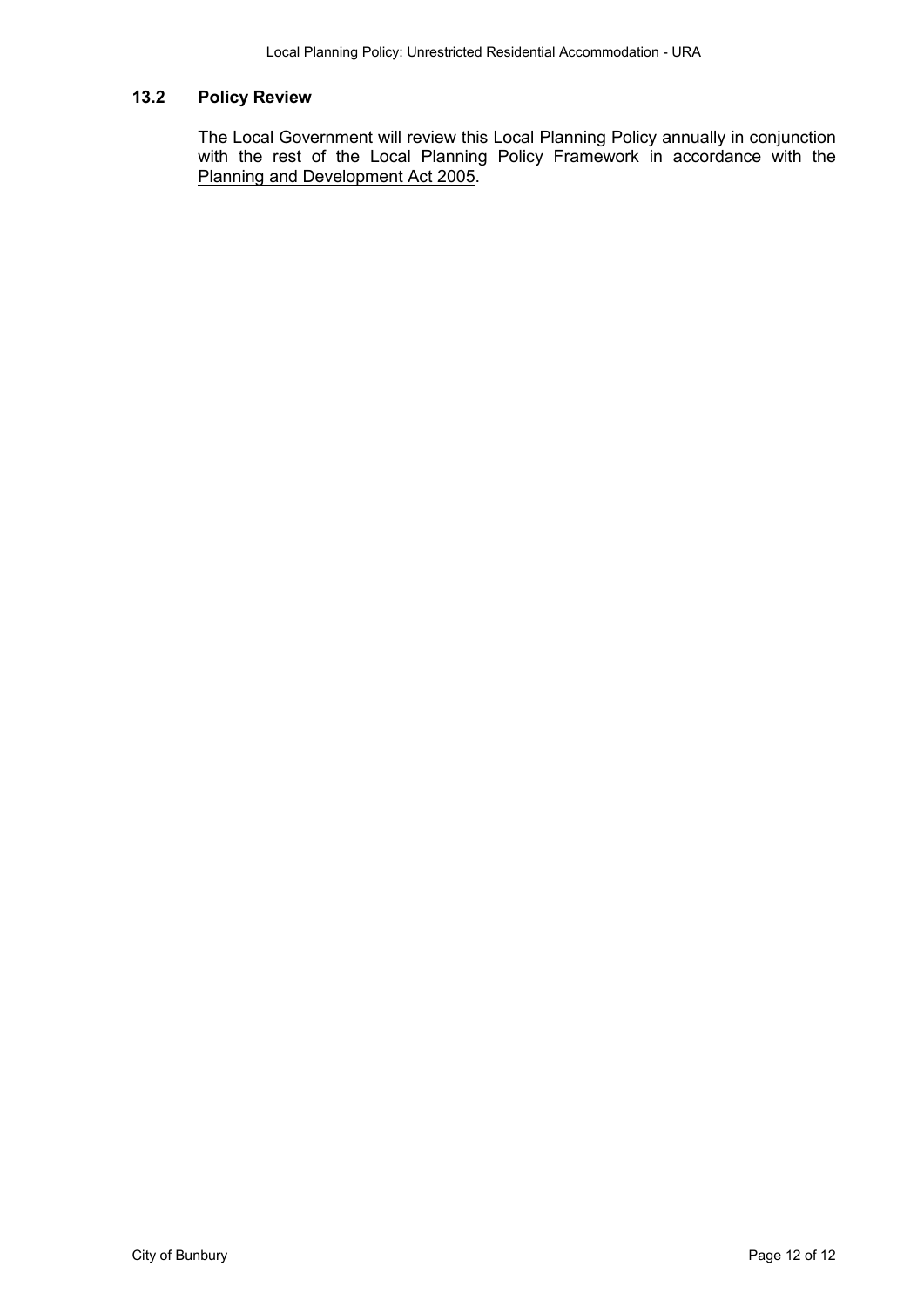### 13.2 Policy Review

The Local Government will review this Local Planning Policy annually in conjunction with the rest of the Local Planning Policy Framework in accordance with the Planning and Development Act 2005.